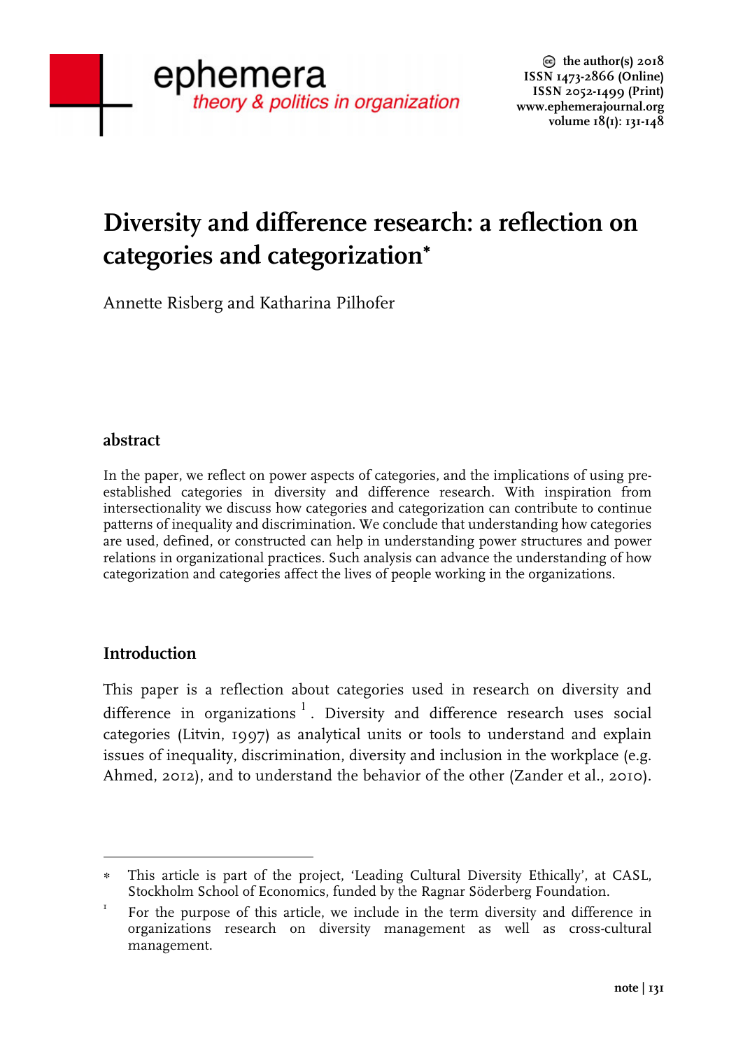# Diversity and difference research: a reflection on categories and categorization*

Annette Risberg and Katharina Pilhofer

## abstract

In the paper, we reflect on power aspects of categories, and the implications of using pre-established categories in diversity and difference research. With inspiration from intersectionality we discuss how categories and categorization can contribute to continue patterns of inequality and discrimination. We conclude that understanding how categories are used, defined, or constructed can help in understanding power structures and power relations in organizational practices. Such analysis can advance the understanding of how categorization and categories affect the lives of people working in the organizations.

## Introduction

This paper is a reflection about categories used in research on diversity and difference in organizations [1]. Diversity and difference research uses social categories (Litvin, 1997) as analytical units or tools to understand and explain issues of inequality, discrimination, diversity and inclusion in the workplace (e.g. Ahmed, 2012), and to understand the behavior of the other (Zander et al., 2010).

---

\* This article is part of the project, 'Leading Cultural Diversity Ethically', at CASL, Stockholm School of Economics, funded by the Ragnar Söderberg Foundation.

[1] For the purpose of this article, we include in the term diversity and difference in organizations research on diversity management as well as cross-cultural management.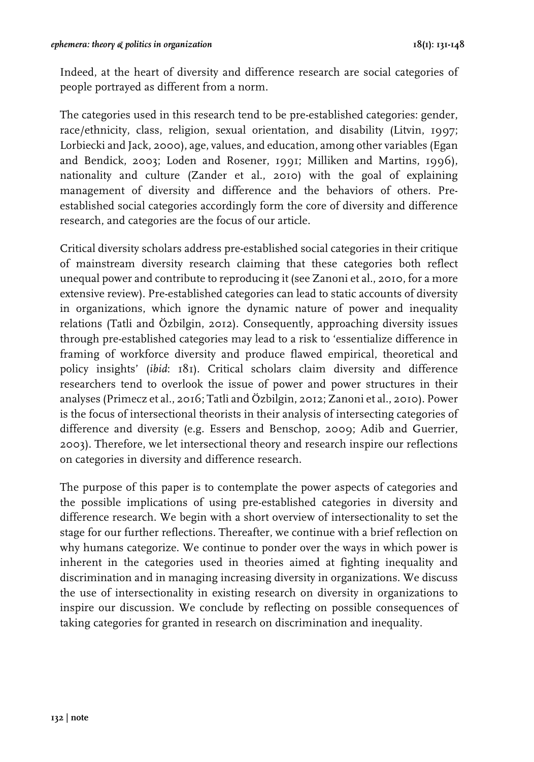Indeed, at the heart of diversity and difference research are social categories of people portrayed as different from a norm.

The categories used in this research tend to be pre-established categories: gender, race/ethnicity, class, religion, sexual orientation, and disability (Litvin, 1997; Lorbiecki and Jack, 2000), age, values, and education, among other variables (Egan and Bendick, 2003; Loden and Rosener, 1991; Milliken and Martins, 1996), nationality and culture (Zander et al., 2010) with the goal of explaining management of diversity and difference and the behaviors of others. Pre-established social categories accordingly form the core of diversity and difference research, and categories are the focus of our article.

Critical diversity scholars address pre-established social categories in their critique of mainstream diversity research claiming that these categories both reflect unequal power and contribute to reproducing it (see Zanoni et al., 2010, for a more extensive review). Pre-established categories can lead to static accounts of diversity in organizations, which ignore the dynamic nature of power and inequality relations (Tatli and Özbilgin, 2012). Consequently, approaching diversity issues through pre-established categories may lead to a risk to 'essentialize difference in framing of workforce diversity and produce flawed empirical, theoretical and policy insights' (*ibid*: 181). Critical scholars claim diversity and difference researchers tend to overlook the issue of power and power structures in their analyses (Primecz et al., 2016; Tatli and Özbilgin, 2012; Zanoni et al., 2010). Power is the focus of intersectional theorists in their analysis of intersecting categories of difference and diversity (e.g. Essers and Benschop, 2009; Adib and Guerrier, 2003). Therefore, we let intersectional theory and research inspire our reflections on categories in diversity and difference research.

The purpose of this paper is to contemplate the power aspects of categories and the possible implications of using pre-established categories in diversity and difference research. We begin with a short overview of intersectionality to set the stage for our further reflections. Thereafter, we continue with a brief reflection on why humans categorize. We continue to ponder over the ways in which power is inherent in the categories used in theories aimed at fighting inequality and discrimination and in managing increasing diversity in organizations. We discuss the use of intersectionality in existing research on diversity in organizations to inspire our discussion. We conclude by reflecting on possible consequences of taking categories for granted in research on discrimination and inequality.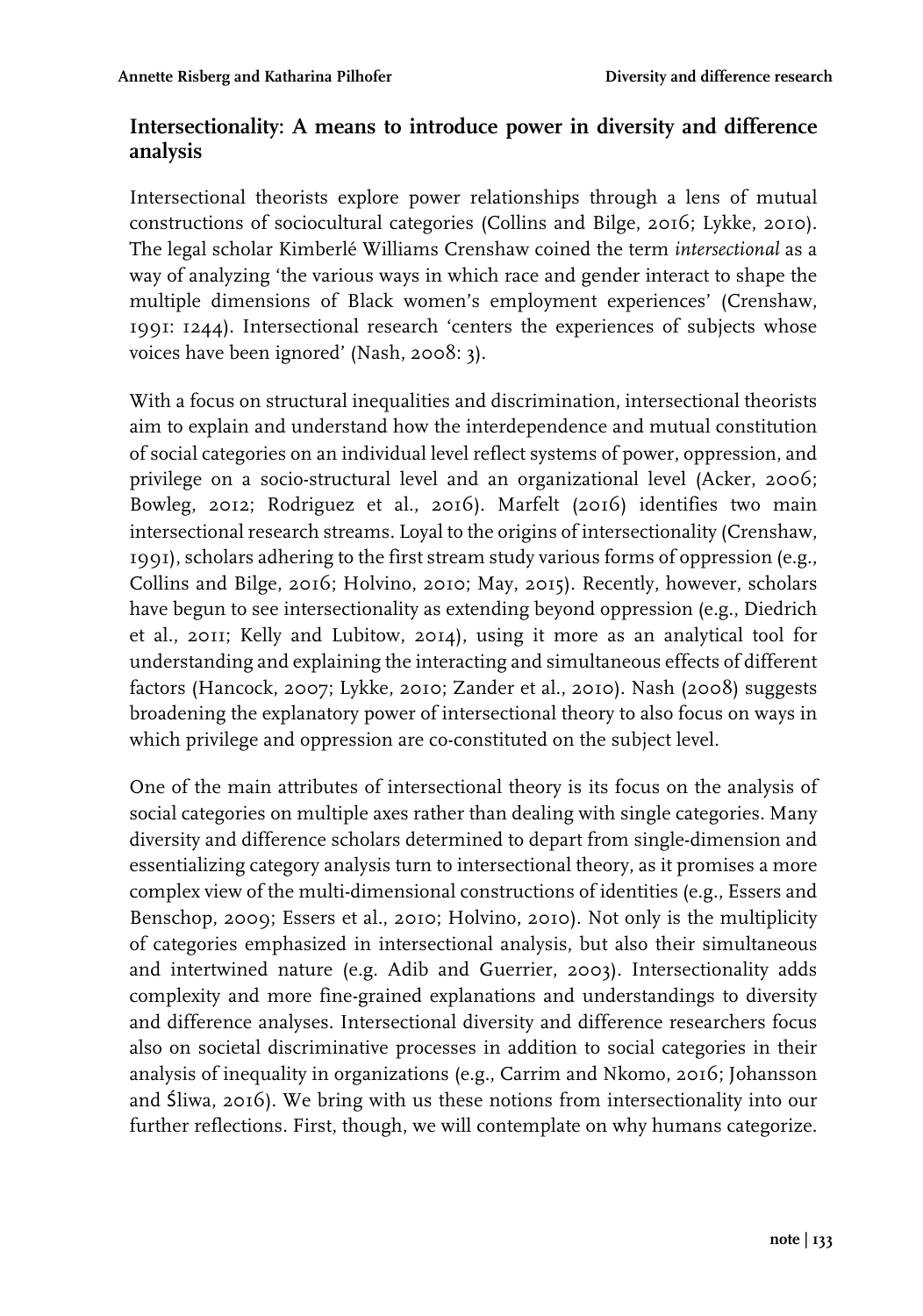## Intersectionality: A means to introduce power in diversity and difference analysis

Intersectional theorists explore power relationships through a lens of mutual constructions of sociocultural categories (Collins and Bilge, 2016; Lykke, 2010). The legal scholar Kimberlé Williams Crenshaw coined the term *intersectional* as a way of analyzing 'the various ways in which race and gender interact to shape the multiple dimensions of Black women's employment experiences' (Crenshaw, 1991: 1244). Intersectional research 'centers the experiences of subjects whose voices have been ignored' (Nash, 2008: 3).

With a focus on structural inequalities and discrimination, intersectional theorists aim to explain and understand how the interdependence and mutual constitution of social categories on an individual level reflect systems of power, oppression, and privilege on a socio-structural level and an organizational level (Acker, 2006; Bowleg, 2012; Rodriguez et al., 2016). Marfelt (2016) identifies two main intersectional research streams. Loyal to the origins of intersectionality (Crenshaw, 1991), scholars adhering to the first stream study various forms of oppression (e.g., Collins and Bilge, 2016; Holvino, 2010; May, 2015). Recently, however, scholars have begun to see intersectionality as extending beyond oppression (e.g., Diedrich et al., 2011; Kelly and Lubitow, 2014), using it more as an analytical tool for understanding and explaining the interacting and simultaneous effects of different factors (Hancock, 2007; Lykke, 2010; Zander et al., 2010). Nash (2008) suggests broadening the explanatory power of intersectional theory to also focus on ways in which privilege and oppression are co-constituted on the subject level.

One of the main attributes of intersectional theory is its focus on the analysis of social categories on multiple axes rather than dealing with single categories. Many diversity and difference scholars determined to depart from single-dimension and essentializing category analysis turn to intersectional theory, as it promises a more complex view of the multi-dimensional constructions of identities (e.g., Essers and Benschop, 2009; Essers et al., 2010; Holvino, 2010). Not only is the multiplicity of categories emphasized in intersectional analysis, but also their simultaneous and intertwined nature (e.g. Adib and Guerrier, 2003). Intersectionality adds complexity and more fine-grained explanations and understandings to diversity and difference analyses. Intersectional diversity and difference researchers focus also on societal discriminative processes in addition to social categories in their analysis of inequality in organizations (e.g., Carrim and Nkomo, 2016; Johansson and Śliwa, 2016). We bring with us these notions from intersectionality into our further reflections. First, though, we will contemplate on why humans categorize.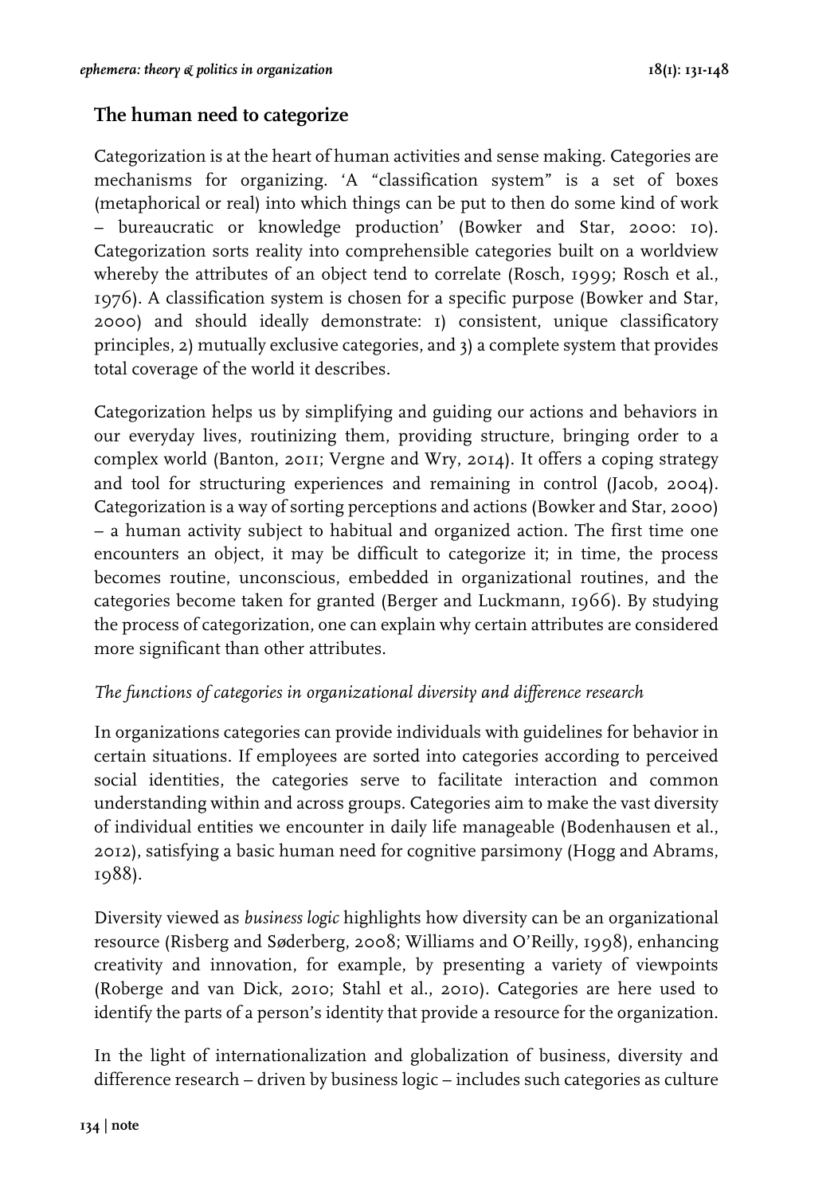## The human need to categorize

Categorization is at the heart of human activities and sense making. Categories are mechanisms for organizing. 'A "classification system" is a set of boxes (metaphorical or real) into which things can be put to then do some kind of work – bureaucratic or knowledge production' (Bowker and Star, 2000: 10). Categorization sorts reality into comprehensible categories built on a worldview whereby the attributes of an object tend to correlate (Rosch, 1999; Rosch et al., 1976). A classification system is chosen for a specific purpose (Bowker and Star, 2000) and should ideally demonstrate: 1) consistent, unique classificatory principles, 2) mutually exclusive categories, and 3) a complete system that provides total coverage of the world it describes.

Categorization helps us by simplifying and guiding our actions and behaviors in our everyday lives, routinizing them, providing structure, bringing order to a complex world (Banton, 2011; Vergne and Wry, 2014). It offers a coping strategy and tool for structuring experiences and remaining in control (Jacob, 2004). Categorization is a way of sorting perceptions and actions (Bowker and Star, 2000) – a human activity subject to habitual and organized action. The first time one encounters an object, it may be difficult to categorize it; in time, the process becomes routine, unconscious, embedded in organizational routines, and the categories become taken for granted (Berger and Luckmann, 1966). By studying the process of categorization, one can explain why certain attributes are considered more significant than other attributes.

### *The functions of categories in organizational diversity and difference research*

In organizations categories can provide individuals with guidelines for behavior in certain situations. If employees are sorted into categories according to perceived social identities, the categories serve to facilitate interaction and common understanding within and across groups. Categories aim to make the vast diversity of individual entities we encounter in daily life manageable (Bodenhausen et al., 2012), satisfying a basic human need for cognitive parsimony (Hogg and Abrams, 1988).

Diversity viewed as *business logic* highlights how diversity can be an organizational resource (Risberg and Søderberg, 2008; Williams and O'Reilly, 1998), enhancing creativity and innovation, for example, by presenting a variety of viewpoints (Roberge and van Dick, 2010; Stahl et al., 2010). Categories are here used to identify the parts of a person's identity that provide a resource for the organization.

In the light of internationalization and globalization of business, diversity and difference research – driven by business logic – includes such categories as culture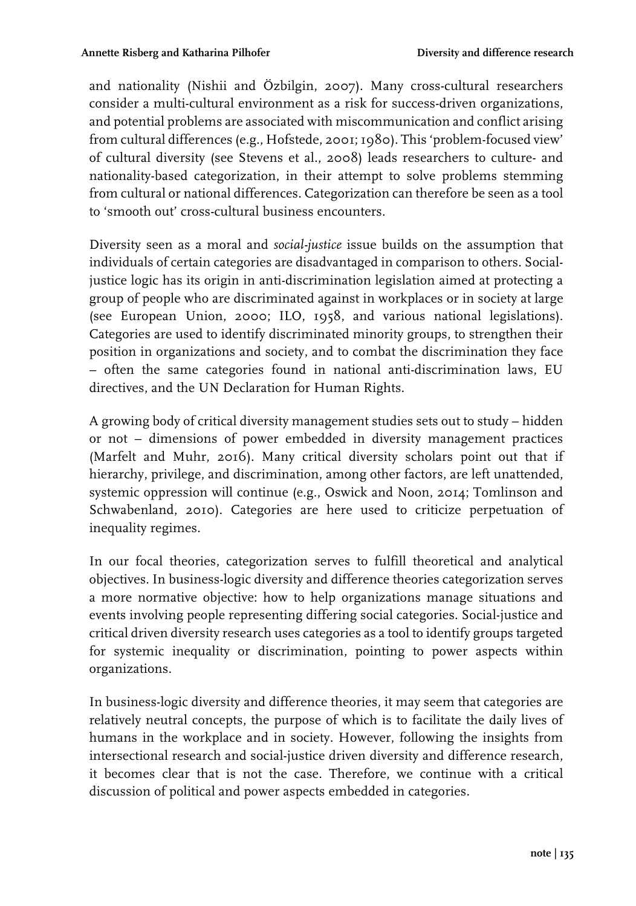and nationality (Nishii and Özbilgin, 2007). Many cross-cultural researchers consider a multi-cultural environment as a risk for success-driven organizations, and potential problems are associated with miscommunication and conflict arising from cultural differences (e.g., Hofstede, 2001; 1980). This 'problem-focused view' of cultural diversity (see Stevens et al., 2008) leads researchers to culture- and nationality-based categorization, in their attempt to solve problems stemming from cultural or national differences. Categorization can therefore be seen as a tool to 'smooth out' cross-cultural business encounters.

Diversity seen as a moral and *social-justice* issue builds on the assumption that individuals of certain categories are disadvantaged in comparison to others. Social-justice logic has its origin in anti-discrimination legislation aimed at protecting a group of people who are discriminated against in workplaces or in society at large (see European Union, 2000; ILO, 1958, and various national legislations). Categories are used to identify discriminated minority groups, to strengthen their position in organizations and society, and to combat the discrimination they face – often the same categories found in national anti-discrimination laws, EU directives, and the UN Declaration for Human Rights.

A growing body of critical diversity management studies sets out to study – hidden or not – dimensions of power embedded in diversity management practices (Marfelt and Muhr, 2016). Many critical diversity scholars point out that if hierarchy, privilege, and discrimination, among other factors, are left unattended, systemic oppression will continue (e.g., Oswick and Noon, 2014; Tomlinson and Schwabenland, 2010). Categories are here used to criticize perpetuation of inequality regimes.

In our focal theories, categorization serves to fulfill theoretical and analytical objectives. In business-logic diversity and difference theories categorization serves a more normative objective: how to help organizations manage situations and events involving people representing differing social categories. Social-justice and critical driven diversity research uses categories as a tool to identify groups targeted for systemic inequality or discrimination, pointing to power aspects within organizations.

In business-logic diversity and difference theories, it may seem that categories are relatively neutral concepts, the purpose of which is to facilitate the daily lives of humans in the workplace and in society. However, following the insights from intersectional research and social-justice driven diversity and difference research, it becomes clear that is not the case. Therefore, we continue with a critical discussion of political and power aspects embedded in categories.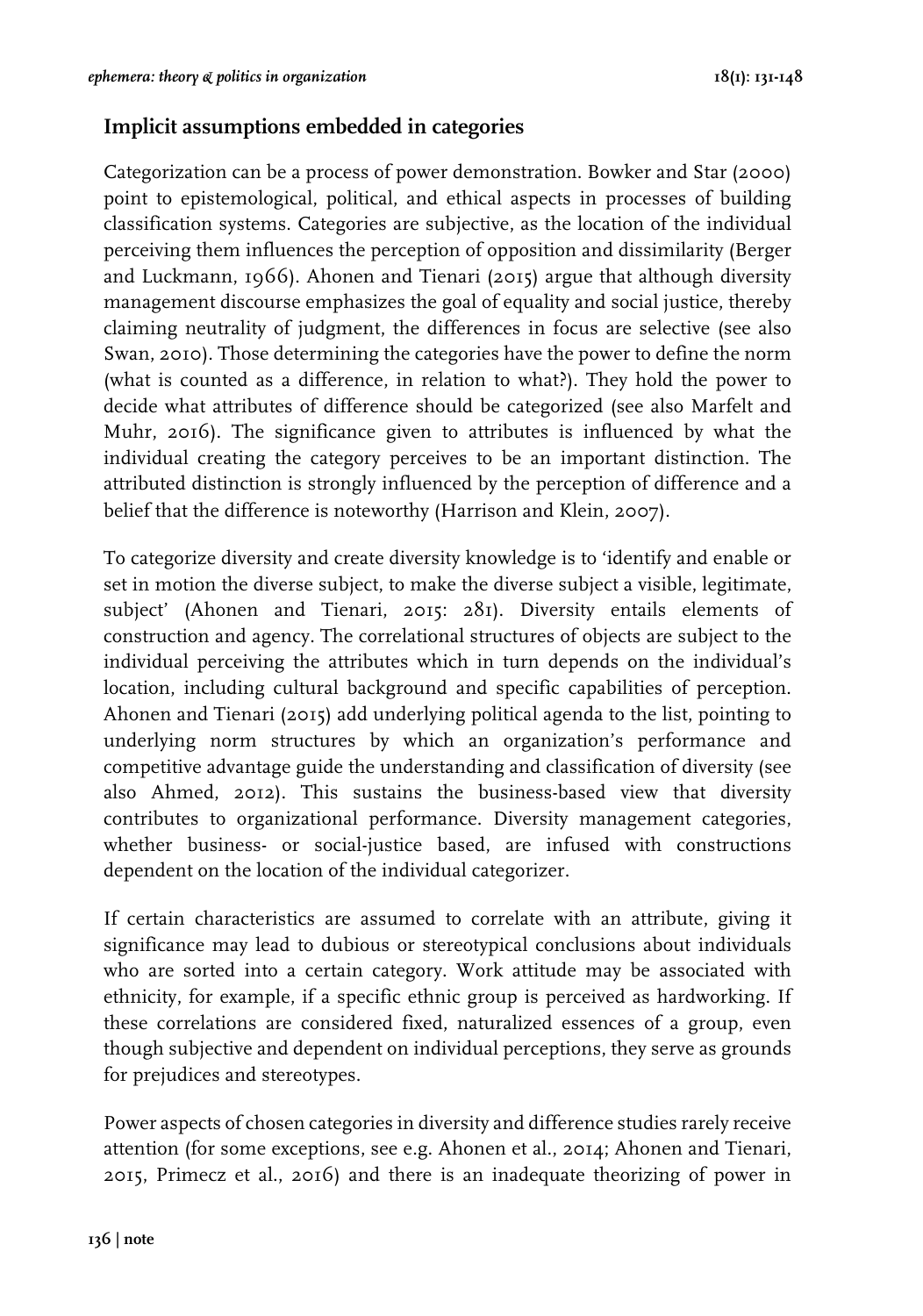## Implicit assumptions embedded in categories

Categorization can be a process of power demonstration. Bowker and Star (2000) point to epistemological, political, and ethical aspects in processes of building classification systems. Categories are subjective, as the location of the individual perceiving them influences the perception of opposition and dissimilarity (Berger and Luckmann, 1966). Ahonen and Tienari (2015) argue that although diversity management discourse emphasizes the goal of equality and social justice, thereby claiming neutrality of judgment, the differences in focus are selective (see also Swan, 2010). Those determining the categories have the power to define the norm (what is counted as a difference, in relation to what?). They hold the power to decide what attributes of difference should be categorized (see also Marfelt and Muhr, 2016). The significance given to attributes is influenced by what the individual creating the category perceives to be an important distinction. The attributed distinction is strongly influenced by the perception of difference and a belief that the difference is noteworthy (Harrison and Klein, 2007).

To categorize diversity and create diversity knowledge is to 'identify and enable or set in motion the diverse subject, to make the diverse subject a visible, legitimate, subject' (Ahonen and Tienari, 2015: 281). Diversity entails elements of construction and agency. The correlational structures of objects are subject to the individual perceiving the attributes which in turn depends on the individual's location, including cultural background and specific capabilities of perception. Ahonen and Tienari (2015) add underlying political agenda to the list, pointing to underlying norm structures by which an organization's performance and competitive advantage guide the understanding and classification of diversity (see also Ahmed, 2012). This sustains the business-based view that diversity contributes to organizational performance. Diversity management categories, whether business- or social-justice based, are infused with constructions dependent on the location of the individual categorizer.

If certain characteristics are assumed to correlate with an attribute, giving it significance may lead to dubious or stereotypical conclusions about individuals who are sorted into a certain category. Work attitude may be associated with ethnicity, for example, if a specific ethnic group is perceived as hardworking. If these correlations are considered fixed, naturalized essences of a group, even though subjective and dependent on individual perceptions, they serve as grounds for prejudices and stereotypes.

Power aspects of chosen categories in diversity and difference studies rarely receive attention (for some exceptions, see e.g. Ahonen et al., 2014; Ahonen and Tienari, 2015, Primecz et al., 2016) and there is an inadequate theorizing of power in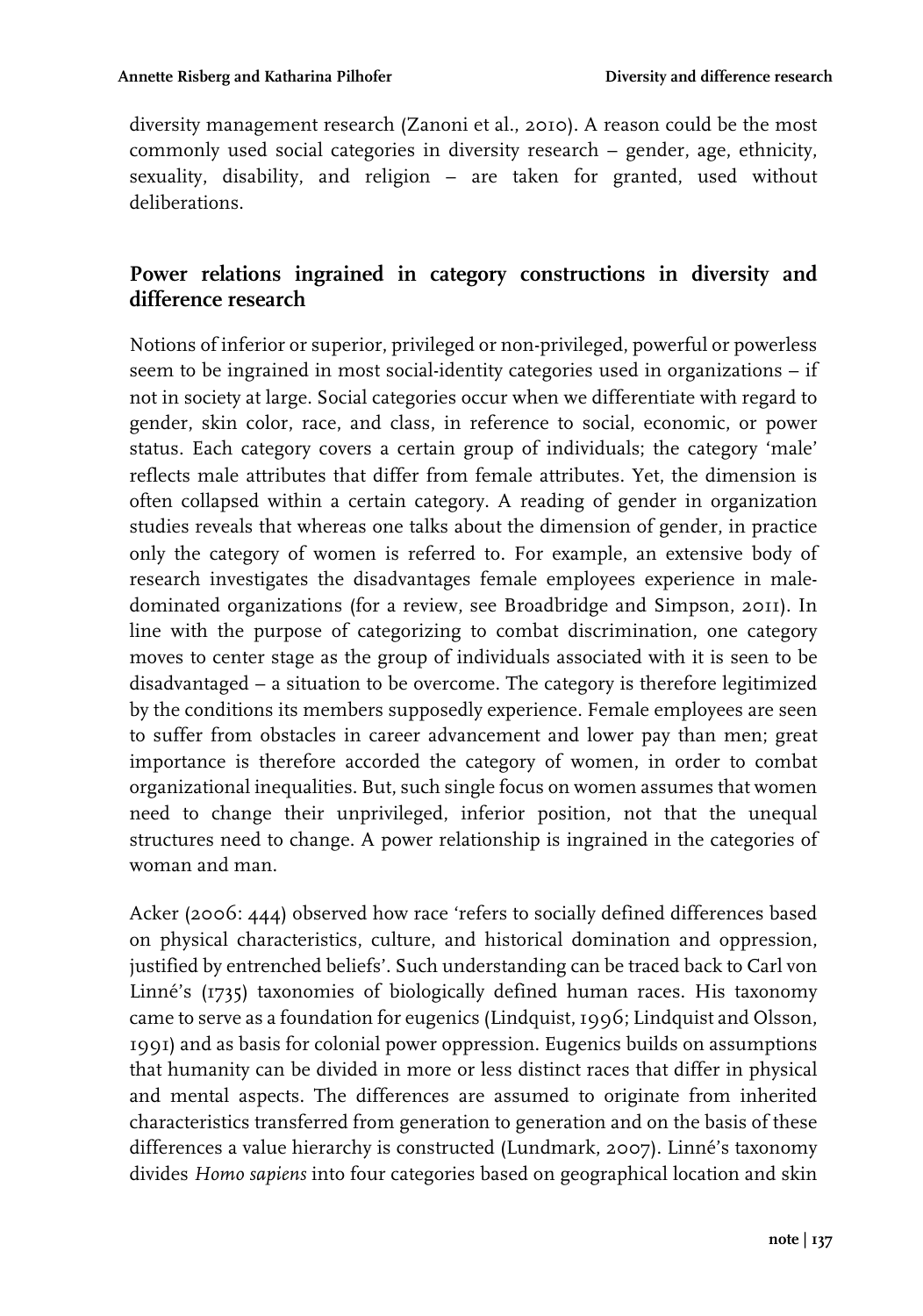diversity management research (Zanoni et al., 2010). A reason could be the most commonly used social categories in diversity research – gender, age, ethnicity, sexuality, disability, and religion – are taken for granted, used without deliberations.

## Power relations ingrained in category constructions in diversity and difference research

Notions of inferior or superior, privileged or non-privileged, powerful or powerless seem to be ingrained in most social-identity categories used in organizations – if not in society at large. Social categories occur when we differentiate with regard to gender, skin color, race, and class, in reference to social, economic, or power status. Each category covers a certain group of individuals; the category 'male' reflects male attributes that differ from female attributes. Yet, the dimension is often collapsed within a certain category. A reading of gender in organization studies reveals that whereas one talks about the dimension of gender, in practice only the category of women is referred to. For example, an extensive body of research investigates the disadvantages female employees experience in male-dominated organizations (for a review, see Broadbridge and Simpson, 2011). In line with the purpose of categorizing to combat discrimination, one category moves to center stage as the group of individuals associated with it is seen to be disadvantaged – a situation to be overcome. The category is therefore legitimized by the conditions its members supposedly experience. Female employees are seen to suffer from obstacles in career advancement and lower pay than men; great importance is therefore accorded the category of women, in order to combat organizational inequalities. But, such single focus on women assumes that women need to change their unprivileged, inferior position, not that the unequal structures need to change. A power relationship is ingrained in the categories of woman and man.

Acker (2006: 444) observed how race 'refers to socially defined differences based on physical characteristics, culture, and historical domination and oppression, justified by entrenched beliefs'. Such understanding can be traced back to Carl von Linné's (1735) taxonomies of biologically defined human races. His taxonomy came to serve as a foundation for eugenics (Lindquist, 1996; Lindquist and Olsson, 1991) and as basis for colonial power oppression. Eugenics builds on assumptions that humanity can be divided in more or less distinct races that differ in physical and mental aspects. The differences are assumed to originate from inherited characteristics transferred from generation to generation and on the basis of these differences a value hierarchy is constructed (Lundmark, 2007). Linné's taxonomy divides *Homo sapiens* into four categories based on geographical location and skin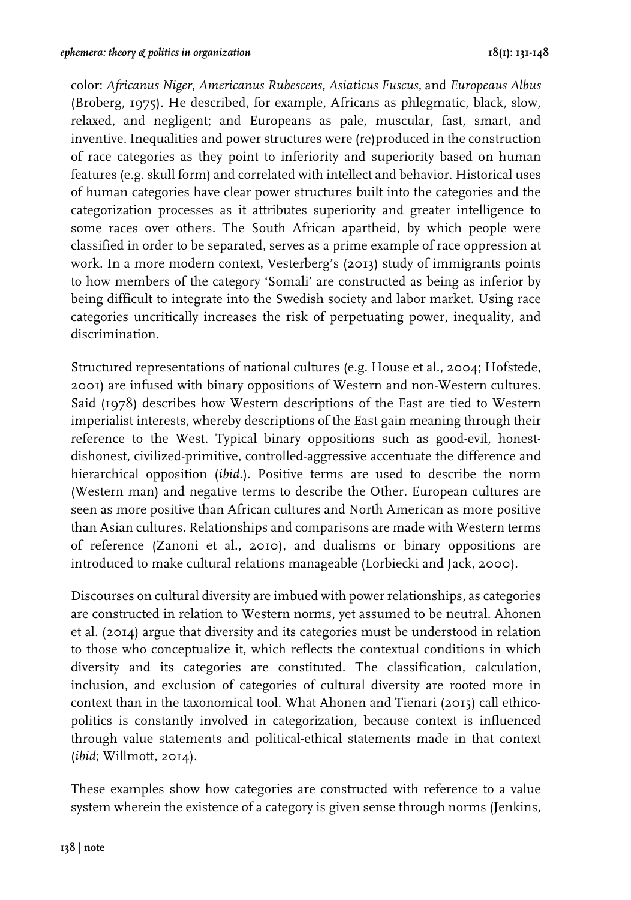color: *Africanus Niger*, *Americanus Rubescens*, *Asiaticus Fuscus*, and *Europeaus Albus* (Broberg, 1975). He described, for example, Africans as phlegmatic, black, slow, relaxed, and negligent; and Europeans as pale, muscular, fast, smart, and inventive. Inequalities and power structures were (re)produced in the construction of race categories as they point to inferiority and superiority based on human features (e.g. skull form) and correlated with intellect and behavior. Historical uses of human categories have clear power structures built into the categories and the categorization processes as it attributes superiority and greater intelligence to some races over others. The South African apartheid, by which people were classified in order to be separated, serves as a prime example of race oppression at work. In a more modern context, Vesterberg's (2013) study of immigrants points to how members of the category 'Somali' are constructed as being as inferior by being difficult to integrate into the Swedish society and labor market. Using race categories uncritically increases the risk of perpetuating power, inequality, and discrimination.

Structured representations of national cultures (e.g. House et al., 2004; Hofstede, 2001) are infused with binary oppositions of Western and non-Western cultures. Said (1978) describes how Western descriptions of the East are tied to Western imperialist interests, whereby descriptions of the East gain meaning through their reference to the West. Typical binary oppositions such as good-evil, honest-dishonest, civilized-primitive, controlled-aggressive accentuate the difference and hierarchical opposition (*ibid.*). Positive terms are used to describe the norm (Western man) and negative terms to describe the Other. European cultures are seen as more positive than African cultures and North American as more positive than Asian cultures. Relationships and comparisons are made with Western terms of reference (Zanoni et al., 2010), and dualisms or binary oppositions are introduced to make cultural relations manageable (Lorbiecki and Jack, 2000).

Discourses on cultural diversity are imbued with power relationships, as categories are constructed in relation to Western norms, yet assumed to be neutral. Ahonen et al. (2014) argue that diversity and its categories must be understood in relation to those who conceptualize it, which reflects the contextual conditions in which diversity and its categories are constituted. The classification, calculation, inclusion, and exclusion of categories of cultural diversity are rooted more in context than in the taxonomical tool. What Ahonen and Tienari (2015) call ethico-politics is constantly involved in categorization, because context is influenced through value statements and political-ethical statements made in that context (*ibid*; Willmott, 2014).

These examples show how categories are constructed with reference to a value system wherein the existence of a category is given sense through norms (Jenkins,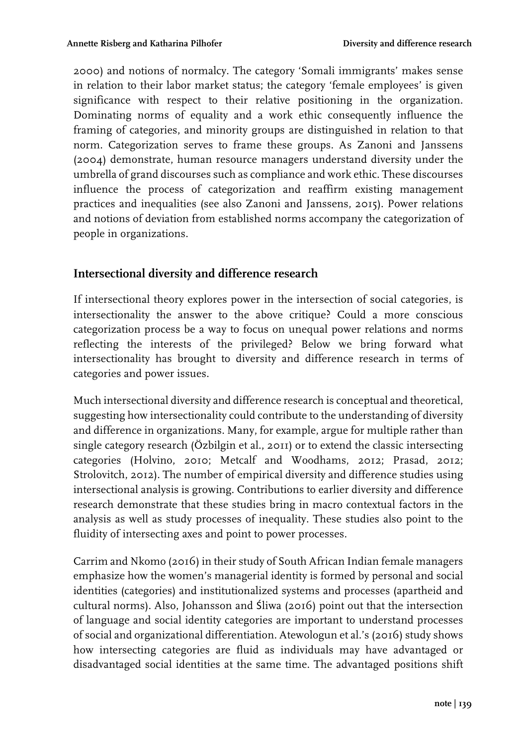2000) and notions of normalcy. The category 'Somali immigrants' makes sense in relation to their labor market status; the category 'female employees' is given significance with respect to their relative positioning in the organization. Dominating norms of equality and a work ethic consequently influence the framing of categories, and minority groups are distinguished in relation to that norm. Categorization serves to frame these groups. As Zanoni and Janssens (2004) demonstrate, human resource managers understand diversity under the umbrella of grand discourses such as compliance and work ethic. These discourses influence the process of categorization and reaffirm existing management practices and inequalities (see also Zanoni and Janssens, 2015). Power relations and notions of deviation from established norms accompany the categorization of people in organizations.

## Intersectional diversity and difference research

If intersectional theory explores power in the intersection of social categories, is intersectionality the answer to the above critique? Could a more conscious categorization process be a way to focus on unequal power relations and norms reflecting the interests of the privileged? Below we bring forward what intersectionality has brought to diversity and difference research in terms of categories and power issues.

Much intersectional diversity and difference research is conceptual and theoretical, suggesting how intersectionality could contribute to the understanding of diversity and difference in organizations. Many, for example, argue for multiple rather than single category research (Özbilgin et al., 2011) or to extend the classic intersecting categories (Holvino, 2010; Metcalf and Woodhams, 2012; Prasad, 2012; Strolovitch, 2012). The number of empirical diversity and difference studies using intersectional analysis is growing. Contributions to earlier diversity and difference research demonstrate that these studies bring in macro contextual factors in the analysis as well as study processes of inequality. These studies also point to the fluidity of intersecting axes and point to power processes.

Carrim and Nkomo (2016) in their study of South African Indian female managers emphasize how the women's managerial identity is formed by personal and social identities (categories) and institutionalized systems and processes (apartheid and cultural norms). Also, Johansson and Śliwa (2016) point out that the intersection of language and social identity categories are important to understand processes of social and organizational differentiation. Atewologun et al.'s (2016) study shows how intersecting categories are fluid as individuals may have advantaged or disadvantaged social identities at the same time. The advantaged positions shift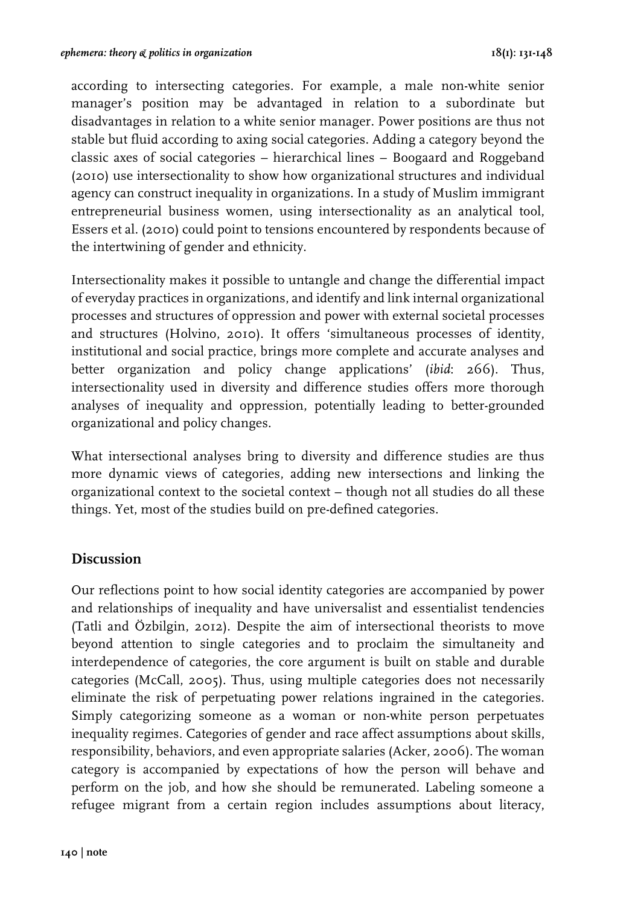according to intersecting categories. For example, a male non-white senior manager's position may be advantaged in relation to a subordinate but disadvantages in relation to a white senior manager. Power positions are thus not stable but fluid according to axing social categories. Adding a category beyond the classic axes of social categories – hierarchical lines – Boogaard and Roggeband (2010) use intersectionality to show how organizational structures and individual agency can construct inequality in organizations. In a study of Muslim immigrant entrepreneurial business women, using intersectionality as an analytical tool, Essers et al. (2010) could point to tensions encountered by respondents because of the intertwining of gender and ethnicity.

Intersectionality makes it possible to untangle and change the differential impact of everyday practices in organizations, and identify and link internal organizational processes and structures of oppression and power with external societal processes and structures (Holvino, 2010). It offers 'simultaneous processes of identity, institutional and social practice, brings more complete and accurate analyses and better organization and policy change applications' (*ibid*: 266). Thus, intersectionality used in diversity and difference studies offers more thorough analyses of inequality and oppression, potentially leading to better-grounded organizational and policy changes.

What intersectional analyses bring to diversity and difference studies are thus more dynamic views of categories, adding new intersections and linking the organizational context to the societal context – though not all studies do all these things. Yet, most of the studies build on pre-defined categories.

## Discussion

Our reflections point to how social identity categories are accompanied by power and relationships of inequality and have universalist and essentialist tendencies (Tatli and Özbilgin, 2012). Despite the aim of intersectional theorists to move beyond attention to single categories and to proclaim the simultaneity and interdependence of categories, the core argument is built on stable and durable categories (McCall, 2005). Thus, using multiple categories does not necessarily eliminate the risk of perpetuating power relations ingrained in the categories. Simply categorizing someone as a woman or non-white person perpetuates inequality regimes. Categories of gender and race affect assumptions about skills, responsibility, behaviors, and even appropriate salaries (Acker, 2006). The woman category is accompanied by expectations of how the person will behave and perform on the job, and how she should be remunerated. Labeling someone a refugee migrant from a certain region includes assumptions about literacy,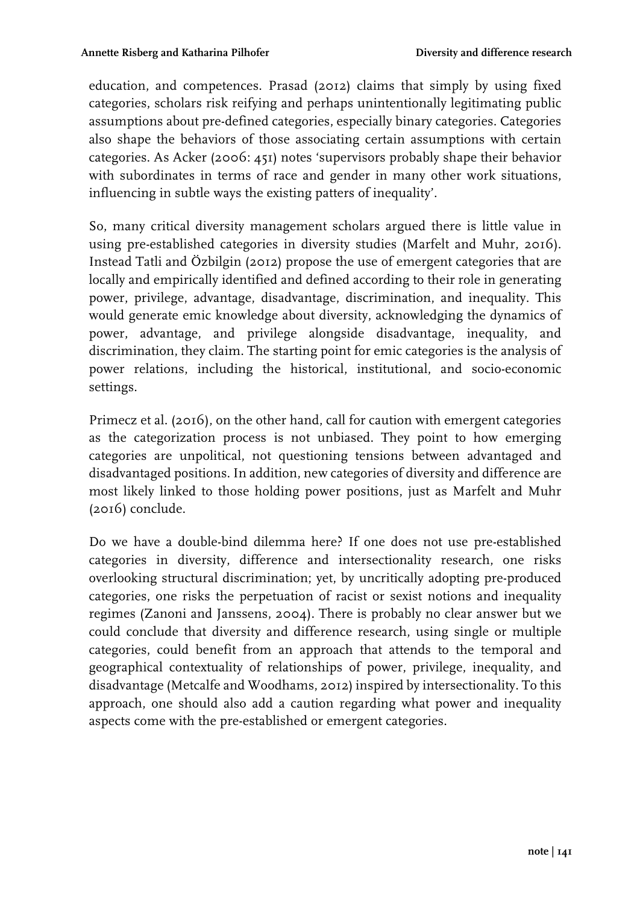education, and competences. Prasad (2012) claims that simply by using fixed categories, scholars risk reifying and perhaps unintentionally legitimating public assumptions about pre-defined categories, especially binary categories. Categories also shape the behaviors of those associating certain assumptions with certain categories. As Acker (2006: 451) notes 'supervisors probably shape their behavior with subordinates in terms of race and gender in many other work situations, influencing in subtle ways the existing patters of inequality'.

So, many critical diversity management scholars argued there is little value in using pre-established categories in diversity studies (Marfelt and Muhr, 2016). Instead Tatli and Özbilgin (2012) propose the use of emergent categories that are locally and empirically identified and defined according to their role in generating power, privilege, advantage, disadvantage, discrimination, and inequality. This would generate emic knowledge about diversity, acknowledging the dynamics of power, advantage, and privilege alongside disadvantage, inequality, and discrimination, they claim. The starting point for emic categories is the analysis of power relations, including the historical, institutional, and socio-economic settings.

Primecz et al. (2016), on the other hand, call for caution with emergent categories as the categorization process is not unbiased. They point to how emerging categories are unpolitical, not questioning tensions between advantaged and disadvantaged positions. In addition, new categories of diversity and difference are most likely linked to those holding power positions, just as Marfelt and Muhr (2016) conclude.

Do we have a double-bind dilemma here? If one does not use pre-established categories in diversity, difference and intersectionality research, one risks overlooking structural discrimination; yet, by uncritically adopting pre-produced categories, one risks the perpetuation of racist or sexist notions and inequality regimes (Zanoni and Janssens, 2004). There is probably no clear answer but we could conclude that diversity and difference research, using single or multiple categories, could benefit from an approach that attends to the temporal and geographical contextuality of relationships of power, privilege, inequality, and disadvantage (Metcalfe and Woodhams, 2012) inspired by intersectionality. To this approach, one should also add a caution regarding what power and inequality aspects come with the pre-established or emergent categories.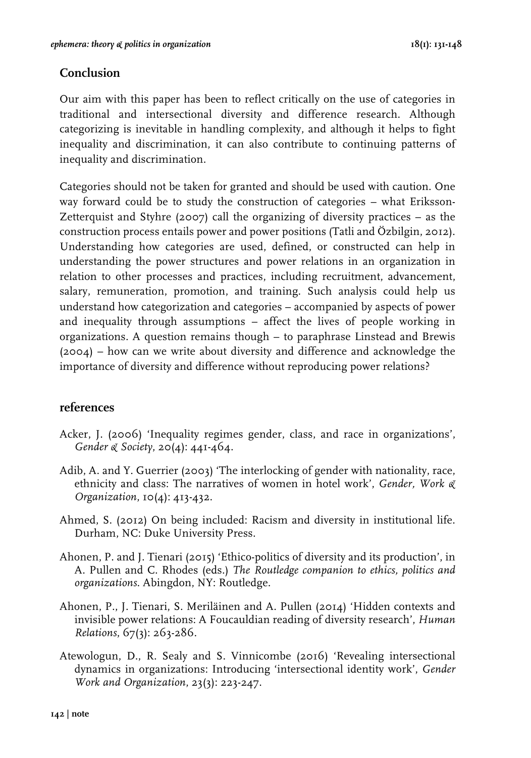## Conclusion

Our aim with this paper has been to reflect critically on the use of categories in traditional and intersectional diversity and difference research. Although categorizing is inevitable in handling complexity, and although it helps to fight inequality and discrimination, it can also contribute to continuing patterns of inequality and discrimination.

Categories should not be taken for granted and should be used with caution. One way forward could be to study the construction of categories – what Eriksson-Zetterquist and Styhre (2007) call the organizing of diversity practices – as the construction process entails power and power positions (Tatli and Özbilgin, 2012). Understanding how categories are used, defined, or constructed can help in understanding the power structures and power relations in an organization in relation to other processes and practices, including recruitment, advancement, salary, remuneration, promotion, and training. Such analysis could help us understand how categorization and categories – accompanied by aspects of power and inequality through assumptions – affect the lives of people working in organizations. A question remains though – to paraphrase Linstead and Brewis (2004) – how can we write about diversity and difference and acknowledge the importance of diversity and difference without reproducing power relations?

## references

Acker, J. (2006) 'Inequality regimes gender, class, and race in organizations', *Gender & Society*, 20(4): 441-464.

Adib, A. and Y. Guerrier (2003) 'The interlocking of gender with nationality, race, ethnicity and class: The narratives of women in hotel work', *Gender, Work & Organization*, 10(4): 413-432.

Ahmed, S. (2012) On being included: Racism and diversity in institutional life. Durham, NC: Duke University Press.

Ahonen, P. and J. Tienari (2015) 'Ethico-politics of diversity and its production', in A. Pullen and C. Rhodes (eds.) *The Routledge companion to ethics, politics and organizations*. Abingdon, NY: Routledge.

Ahonen, P., J. Tienari, S. Meriläinen and A. Pullen (2014) 'Hidden contexts and invisible power relations: A Foucauldian reading of diversity research', *Human Relations*, 67(3): 263-286.

Atewologun, D., R. Sealy and S. Vinnicombe (2016) 'Revealing intersectional dynamics in organizations: Introducing 'intersectional identity work', *Gender Work and Organization*, 23(3): 223-247.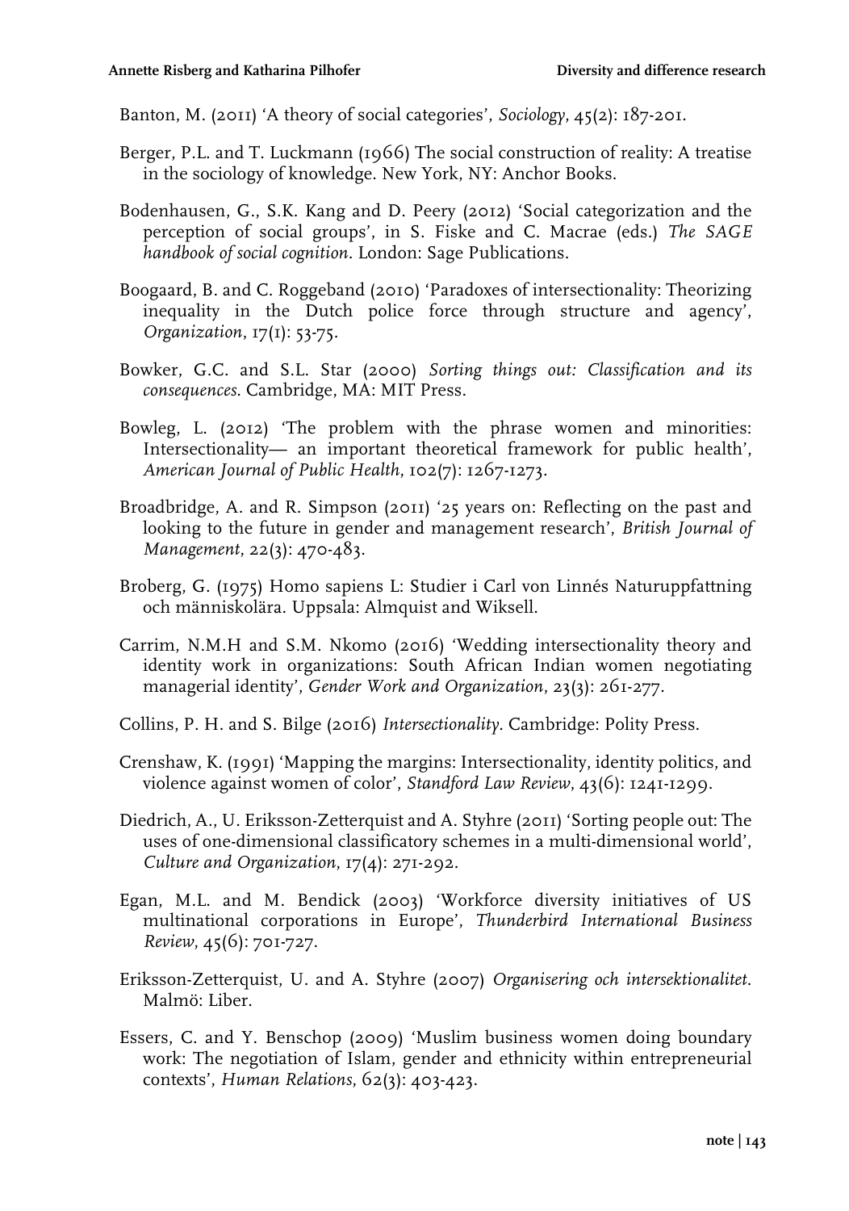Banton, M. (2011) 'A theory of social categories', *Sociology*, 45(2): 187-201.

Berger, P.L. and T. Luckmann (1966) The social construction of reality: A treatise in the sociology of knowledge. New York, NY: Anchor Books.

Bodenhausen, G., S.K. Kang and D. Peery (2012) 'Social categorization and the perception of social groups', in S. Fiske and C. Macrae (eds.) *The SAGE handbook of social cognition*. London: Sage Publications.

Boogaard, B. and C. Roggeband (2010) 'Paradoxes of intersectionality: Theorizing inequality in the Dutch police force through structure and agency', *Organization*, 17(1): 53-75.

Bowker, G.C. and S.L. Star (2000) *Sorting things out: Classification and its consequences*. Cambridge, MA: MIT Press.

Bowleg, L. (2012) 'The problem with the phrase women and minorities: Intersectionality— an important theoretical framework for public health', *American Journal of Public Health*, 102(7): 1267-1273.

Broadbridge, A. and R. Simpson (2011) '25 years on: Reflecting on the past and looking to the future in gender and management research', *British Journal of Management*, 22(3): 470-483.

Broberg, G. (1975) Homo sapiens L: Studier i Carl von Linnés Naturuppfattning och människolära. Uppsala: Almquist and Wiksell.

Carrim, N.M.H and S.M. Nkomo (2016) 'Wedding intersectionality theory and identity work in organizations: South African Indian women negotiating managerial identity', *Gender Work and Organization*, 23(3): 261-277.

Collins, P. H. and S. Bilge (2016) *Intersectionality*. Cambridge: Polity Press.

Crenshaw, K. (1991) 'Mapping the margins: Intersectionality, identity politics, and violence against women of color', *Standford Law Review*, 43(6): 1241-1299.

Diedrich, A., U. Eriksson-Zetterquist and A. Styhre (2011) 'Sorting people out: The uses of one-dimensional classificatory schemes in a multi-dimensional world', *Culture and Organization*, 17(4): 271-292.

Egan, M.L. and M. Bendick (2003) 'Workforce diversity initiatives of US multinational corporations in Europe', *Thunderbird International Business Review*, 45(6): 701-727.

Eriksson-Zetterquist, U. and A. Styhre (2007) *Organisering och intersektionalitet*. Malmö: Liber.

Essers, C. and Y. Benschop (2009) 'Muslim business women doing boundary work: The negotiation of Islam, gender and ethnicity within entrepreneurial contexts', *Human Relations*, 62(3): 403-423.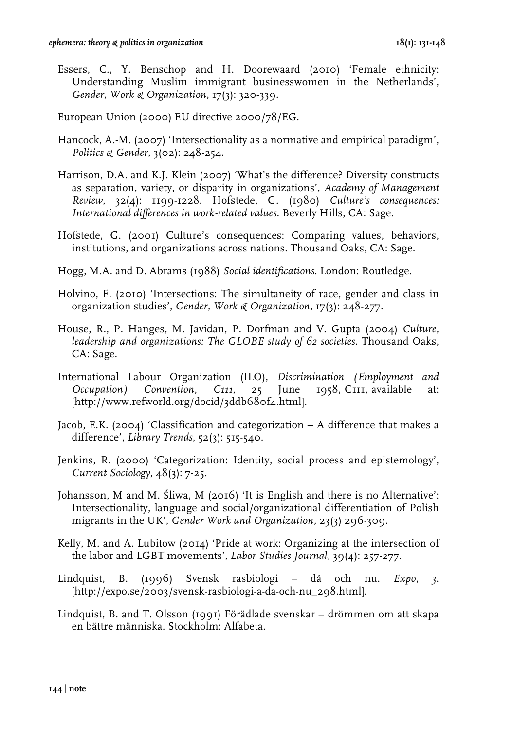Essers, C., Y. Benschop and H. Doorewaard (2010) 'Female ethnicity: Understanding Muslim immigrant businesswomen in the Netherlands', *Gender, Work & Organization*, 17(3): 320-339.

European Union (2000) EU directive 2000/78/EG.

Hancock, A.-M. (2007) 'Intersectionality as a normative and empirical paradigm', *Politics & Gender*, 3(02): 248-254.

Harrison, D.A. and K.J. Klein (2007) 'What's the difference? Diversity constructs as separation, variety, or disparity in organizations', *Academy of Management Review*, 32(4): 1199-1228. Hofstede, G. (1980) *Culture's consequences: International differences in work-related values*. Beverly Hills, CA: Sage.

Hofstede, G. (2001) Culture's consequences: Comparing values, behaviors, institutions, and organizations across nations. Thousand Oaks, CA: Sage.

Hogg, M.A. and D. Abrams (1988) *Social identifications*. London: Routledge.

Holvino, E. (2010) 'Intersections: The simultaneity of race, gender and class in organization studies', *Gender, Work & Organization*, 17(3): 248-277.

House, R., P. Hanges, M. Javidan, P. Dorfman and V. Gupta (2004) *Culture, leadership and organizations: The GLOBE study of 62 societies*. Thousand Oaks, CA: Sage.

International Labour Organization (ILO), *Discrimination (Employment and Occupation) Convention, C111*, 25 June 1958, C111, available at: [http://www.refworld.org/docid/3ddb680f4.html].

Jacob, E.K. (2004) 'Classification and categorization – A difference that makes a difference', *Library Trends*, 52(3): 515-540.

Jenkins, R. (2000) 'Categorization: Identity, social process and epistemology', *Current Sociology*, 48(3): 7-25.

Johansson, M and M. Śliwa, M (2016) 'It is English and there is no Alternative': Intersectionality, language and social/organizational differentiation of Polish migrants in the UK', *Gender Work and Organization,* 23(3) 296-309.

Kelly, M. and A. Lubitow (2014) 'Pride at work: Organizing at the intersection of the labor and LGBT movements', *Labor Studies Journal*, 39(4): 257-277.

Lindquist, B. (1996) Svensk rasbiologi – då och nu. *Expo*, *3*. [http://expo.se/2003/svensk-rasbiologi-a-da-och-nu_298.html].

Lindquist, B. and T. Olsson (1991) Förädlade svenskar – drömmen om att skapa en bättre människa. Stockholm: Alfabeta.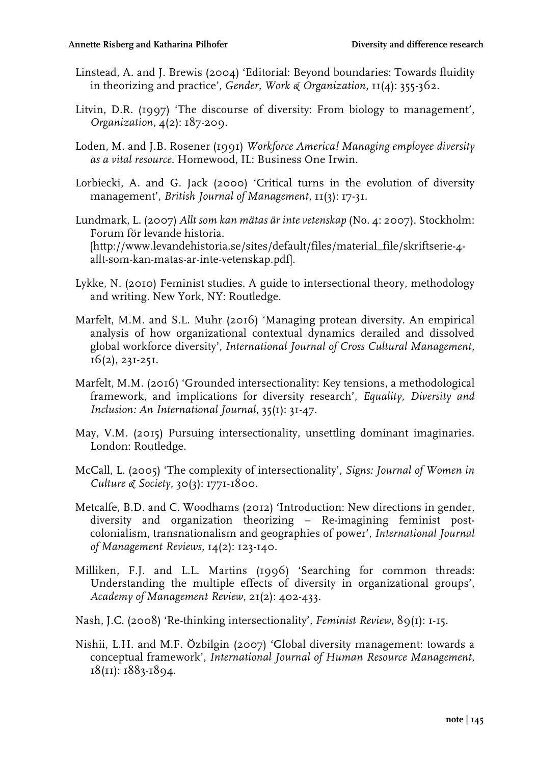Linstead, A. and J. Brewis (2004) 'Editorial: Beyond boundaries: Towards fluidity in theorizing and practice', *Gender, Work & Organization*, 11(4): 355-362.

Litvin, D.R. (1997) 'The discourse of diversity: From biology to management', *Organization*, 4(2): 187-209.

Loden, M. and J.B. Rosener (1991) *Workforce America! Managing employee diversity as a vital resource*. Homewood, IL: Business One Irwin.

Lorbiecki, A. and G. Jack (2000) 'Critical turns in the evolution of diversity management', *British Journal of Management*, 11(3): 17-31.

Lundmark, L. (2007) *Allt som kan mätas är inte vetenskap* (No. 4: 2007). Stockholm: Forum för levande historia. [http://www.levandehistoria.se/sites/default/files/material_file/skriftserie-4-allt-som-kan-matas-ar-inte-vetenskap.pdf].

Lykke, N. (2010) Feminist studies. A guide to intersectional theory, methodology and writing. New York, NY: Routledge.

Marfelt, M.M. and S.L. Muhr (2016) 'Managing protean diversity. An empirical analysis of how organizational contextual dynamics derailed and dissolved global workforce diversity', *International Journal of Cross Cultural Management*, 16(2), 231-251.

Marfelt, M.M. (2016) 'Grounded intersectionality: Key tensions, a methodological framework, and implications for diversity research', *Equality, Diversity and Inclusion: An International Journal*, 35(1): 31-47.

May, V.M. (2015) Pursuing intersectionality, unsettling dominant imaginaries. London: Routledge.

McCall, L. (2005) 'The complexity of intersectionality', *Signs: Journal of Women in Culture & Society*, 30(3): 1771-1800.

Metcalfe, B.D. and C. Woodhams (2012) 'Introduction: New directions in gender, diversity and organization theorizing – Re-imagining feminist post-colonialism, transnationalism and geographies of power', *International Journal of Management Reviews*, 14(2): 123-140.

Milliken, F.J. and L.L. Martins (1996) 'Searching for common threads: Understanding the multiple effects of diversity in organizational groups', *Academy of Management Review*, 21(2): 402-433.

Nash, J.C. (2008) 'Re-thinking intersectionality', *Feminist Review*, 89(1): 1-15.

Nishii, L.H. and M.F. Özbilgin (2007) 'Global diversity management: towards a conceptual framework', *International Journal of Human Resource Management*, 18(11): 1883-1894.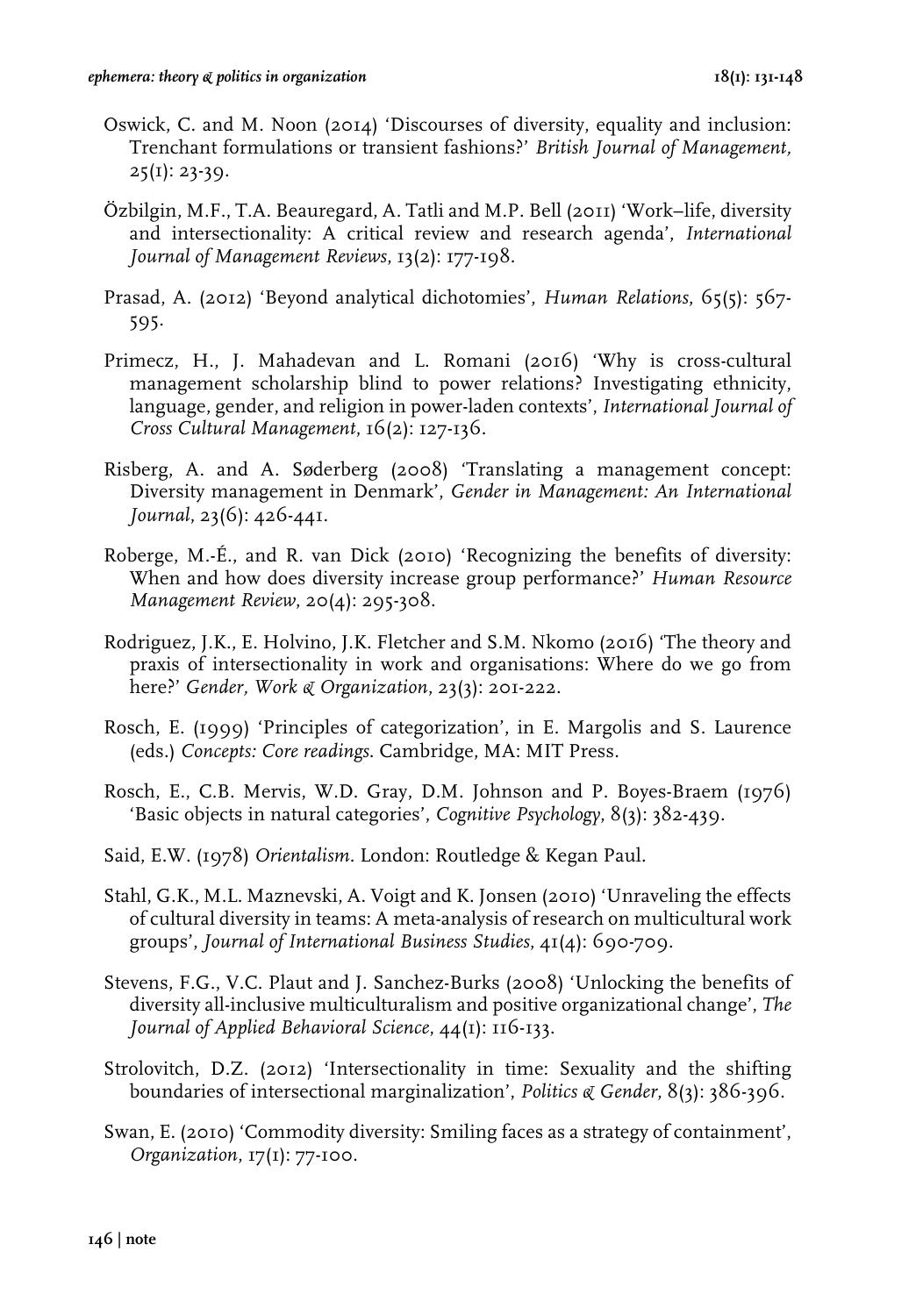Oswick, C. and M. Noon (2014) 'Discourses of diversity, equality and inclusion: Trenchant formulations or transient fashions?' *British Journal of Management*, 25(1): 23-39.

Özbilgin, M.F., T.A. Beauregard, A. Tatli and M.P. Bell (2011) 'Work–life, diversity and intersectionality: A critical review and research agenda', *International Journal of Management Reviews*, 13(2): 177-198.

Prasad, A. (2012) 'Beyond analytical dichotomies', *Human Relations*, 65(5): 567-595.

Primecz, H., J. Mahadevan and L. Romani (2016) 'Why is cross-cultural management scholarship blind to power relations? Investigating ethnicity, language, gender, and religion in power-laden contexts', *International Journal of Cross Cultural Management*, 16(2): 127-136.

Risberg, A. and A. Søderberg (2008) 'Translating a management concept: Diversity management in Denmark', *Gender in Management: An International Journal*, 23(6): 426-441.

Roberge, M.-É., and R. van Dick (2010) 'Recognizing the benefits of diversity: When and how does diversity increase group performance?' *Human Resource Management Review*, 20(4): 295-308.

Rodriguez, J.K., E. Holvino, J.K. Fletcher and S.M. Nkomo (2016) 'The theory and praxis of intersectionality in work and organisations: Where do we go from here?' *Gender, Work & Organization*, 23(3): 201-222.

Rosch, E. (1999) 'Principles of categorization', in E. Margolis and S. Laurence (eds.) *Concepts: Core readings*. Cambridge, MA: MIT Press.

Rosch, E., C.B. Mervis, W.D. Gray, D.M. Johnson and P. Boyes-Braem (1976) 'Basic objects in natural categories', *Cognitive Psychology*, 8(3): 382-439.

Said, E.W. (1978) *Orientalism*. London: Routledge & Kegan Paul.

Stahl, G.K., M.L. Maznevski, A. Voigt and K. Jonsen (2010) 'Unraveling the effects of cultural diversity in teams: A meta-analysis of research on multicultural work groups', *Journal of International Business Studies*, 41(4): 690-709.

Stevens, F.G., V.C. Plaut and J. Sanchez-Burks (2008) 'Unlocking the benefits of diversity all-inclusive multiculturalism and positive organizational change', *The Journal of Applied Behavioral Science*, 44(1): 116-133.

Strolovitch, D.Z. (2012) 'Intersectionality in time: Sexuality and the shifting boundaries of intersectional marginalization', *Politics & Gender*, 8(3): 386-396.

Swan, E. (2010) 'Commodity diversity: Smiling faces as a strategy of containment', *Organization*, 17(1): 77-100.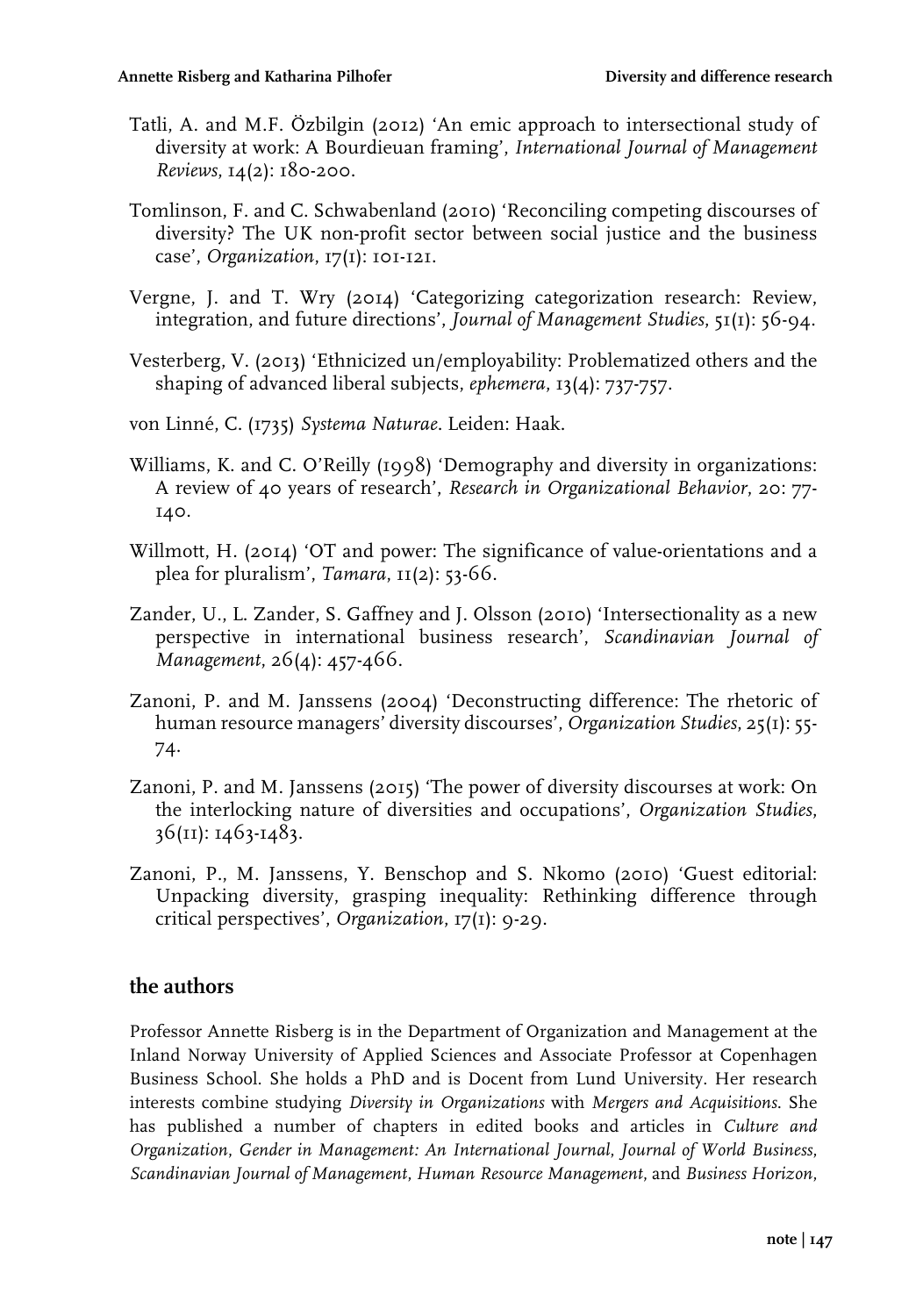Tatli, A. and M.F. Özbilgin (2012) 'An emic approach to intersectional study of diversity at work: A Bourdieuan framing', *International Journal of Management Reviews*, 14(2): 180-200.

Tomlinson, F. and C. Schwabenland (2010) 'Reconciling competing discourses of diversity? The UK non-profit sector between social justice and the business case', *Organization*, 17(1): 101-121.

Vergne, J. and T. Wry (2014) 'Categorizing categorization research: Review, integration, and future directions', *Journal of Management Studies*, 51(1): 56-94.

Vesterberg, V. (2013) 'Ethnicized un/employability: Problematized others and the shaping of advanced liberal subjects, *ephemera*, 13(4): 737-757.

von Linné, C. (1735) *Systema Naturae*. Leiden: Haak.

Williams, K. and C. O'Reilly (1998) 'Demography and diversity in organizations: A review of 40 years of research', *Research in Organizational Behavior*, 20: 77-140.

Willmott, H. (2014) 'OT and power: The significance of value-orientations and a plea for pluralism', *Tamara*, 11(2): 53-66.

Zander, U., L. Zander, S. Gaffney and J. Olsson (2010) 'Intersectionality as a new perspective in international business research', *Scandinavian Journal of Management*, 26(4): 457-466.

Zanoni, P. and M. Janssens (2004) 'Deconstructing difference: The rhetoric of human resource managers' diversity discourses', *Organization Studies*, 25(1): 55-74.

Zanoni, P. and M. Janssens (2015) 'The power of diversity discourses at work: On the interlocking nature of diversities and occupations', *Organization Studies*, 36(11): 1463-1483.

Zanoni, P., M. Janssens, Y. Benschop and S. Nkomo (2010) 'Guest editorial: Unpacking diversity, grasping inequality: Rethinking difference through critical perspectives', *Organization*, 17(1): 9-29.

## the authors

Professor Annette Risberg is in the Department of Organization and Management at the Inland Norway University of Applied Sciences and Associate Professor at Copenhagen Business School. She holds a PhD and is Docent from Lund University. Her research interests combine studying *Diversity in Organizations* with *Mergers and Acquisitions*. She has published a number of chapters in edited books and articles in *Culture and Organization*, *Gender in Management: An International Journal*, *Journal of World Business*, *Scandinavian Journal of Management*, *Human Resource Management*, and *Business Horizon*,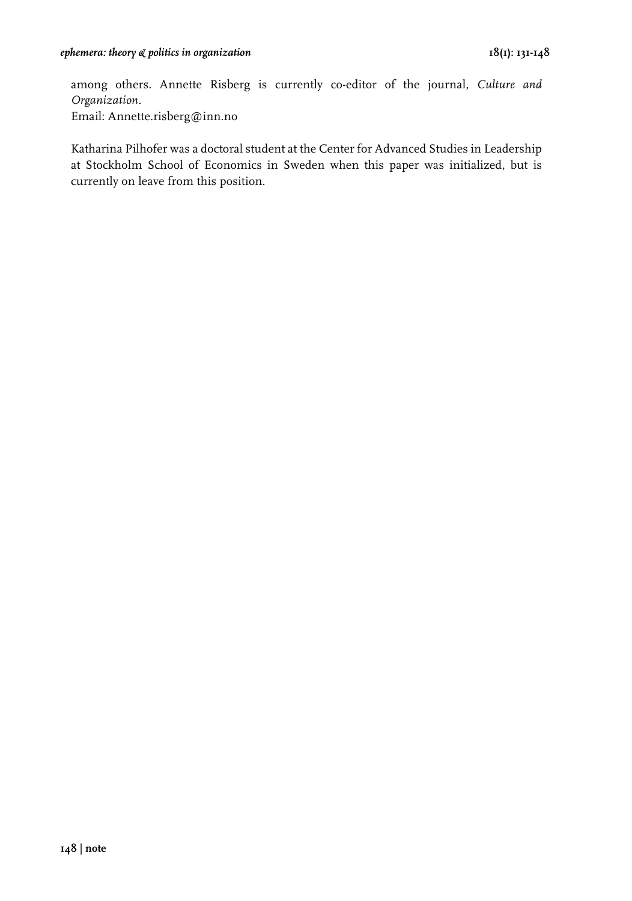among others. Annette Risberg is currently co-editor of the journal, *Culture and Organization*.
Email: Annette.risberg@inn.no

Katharina Pilhofer was a doctoral student at the Center for Advanced Studies in Leadership at Stockholm School of Economics in Sweden when this paper was initialized, but is currently on leave from this position.